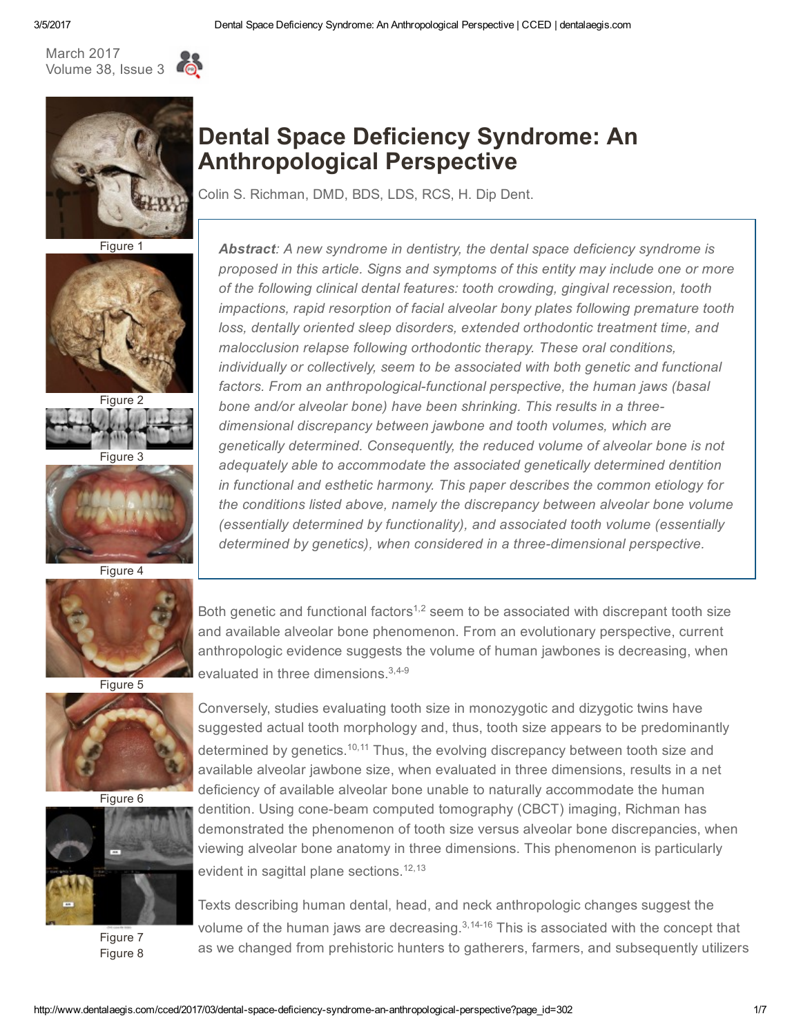March 2017
Volume 38, Issue 3

# Dental Space Deficiency Syndrome: An Anthropological Perspective

Colin S. Richman, DMD, BDS, LDS, RCS, H. Dip Dent.

***Abstract**: A new syndrome in dentistry, the dental space deficiency syndrome is proposed in this article. Signs and symptoms of this entity may include one or more of the following clinical dental features: tooth crowding, gingival recession, tooth impactions, rapid resorption of facial alveolar bony plates following premature tooth loss, dentally oriented sleep disorders, extended orthodontic treatment time, and malocclusion relapse following orthodontic therapy. These oral conditions, individually or collectively, seem to be associated with both genetic and functional factors. From an anthropological-functional perspective, the human jaws (basal bone and/or alveolar bone) have been shrinking. This results in a three-dimensional discrepancy between jawbone and tooth volumes, which are genetically determined. Consequently, the reduced volume of alveolar bone is not adequately able to accommodate the associated genetically determined dentition in functional and esthetic harmony. This paper describes the common etiology for the conditions listed above, namely the discrepancy between alveolar bone volume (essentially determined by functionality), and associated tooth volume (essentially determined by genetics), when considered in a three-dimensional perspective.*

Figure 1
Figure 2
Figure 3
Figure 4
Figure 5
Figure 6
Figure 7
Figure 8

Both genetic and functional factors[1,2] seem to be associated with discrepant tooth size and available alveolar bone phenomenon. From an evolutionary perspective, current anthropologic evidence suggests the volume of human jawbones is decreasing, when evaluated in three dimensions.[3,4-9]

Conversely, studies evaluating tooth size in monozygotic and dizygotic twins have suggested actual tooth morphology and, thus, tooth size appears to be predominantly determined by genetics.[10,11] Thus, the evolving discrepancy between tooth size and available alveolar jawbone size, when evaluated in three dimensions, results in a net deficiency of available alveolar bone unable to naturally accommodate the human dentition. Using cone-beam computed tomography (CBCT) imaging, Richman has demonstrated the phenomenon of tooth size versus alveolar bone discrepancies, when viewing alveolar bone anatomy in three dimensions. This phenomenon is particularly evident in sagittal plane sections.[12,13]

Texts describing human dental, head, and neck anthropologic changes suggest the volume of the human jaws are decreasing.[3,14-16] This is associated with the concept that as we changed from prehistoric hunters to gatherers, farmers, and subsequently utilizers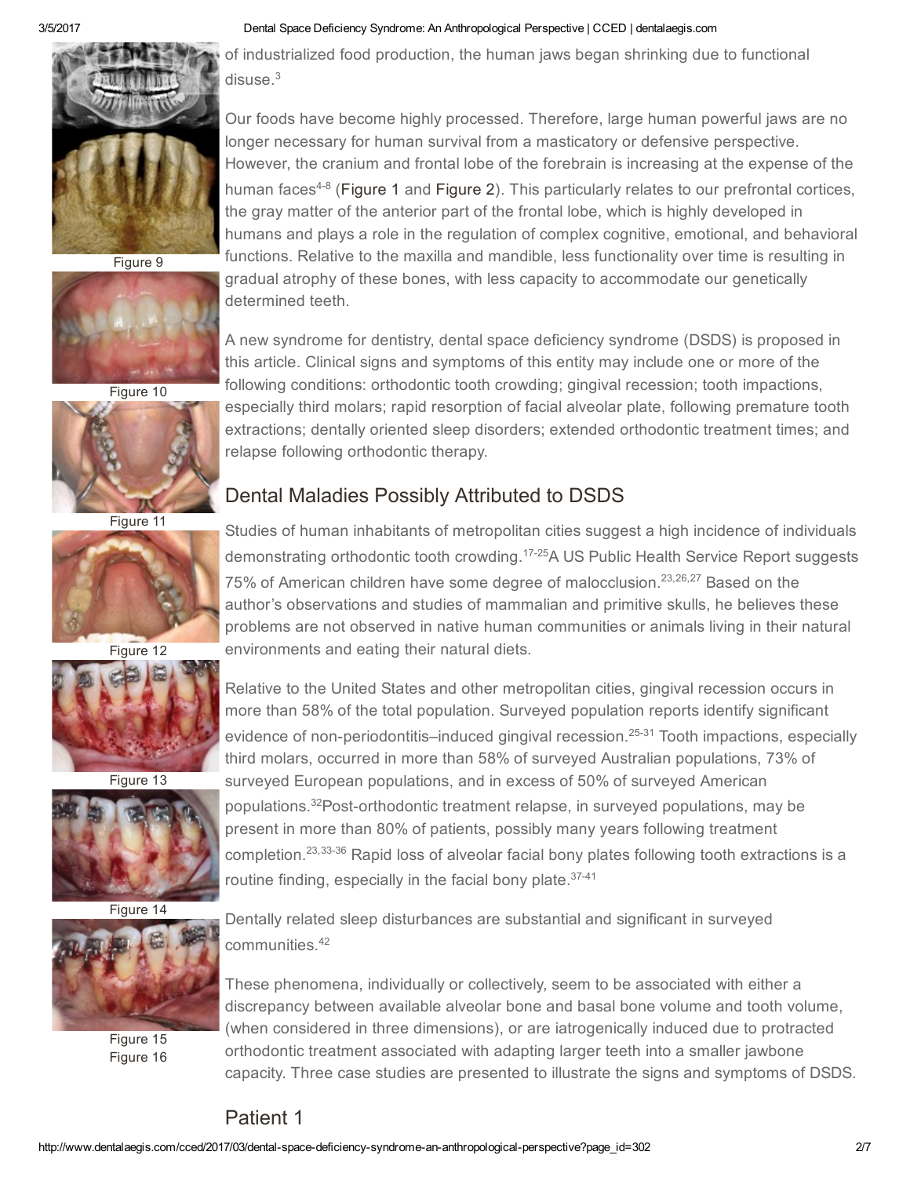of industrialized food production, the human jaws began shrinking due to functional disuse.[3]

Our foods have become highly processed. Therefore, large human powerful jaws are no longer necessary for human survival from a masticatory or defensive perspective. However, the cranium and frontal lobe of the forebrain is increasing at the expense of the human faces[4-8] (Figure 1 and Figure 2). This particularly relates to our prefrontal cortices, the gray matter of the anterior part of the frontal lobe, which is highly developed in humans and plays a role in the regulation of complex cognitive, emotional, and behavioral functions. Relative to the maxilla and mandible, less functionality over time is resulting in gradual atrophy of these bones, with less capacity to accommodate our genetically determined teeth.

A new syndrome for dentistry, dental space deficiency syndrome (DSDS) is proposed in this article. Clinical signs and symptoms of this entity may include one or more of the following conditions: orthodontic tooth crowding; gingival recession; tooth impactions, especially third molars; rapid resorption of facial alveolar plate, following premature tooth extractions; dentally oriented sleep disorders; extended orthodontic treatment times; and relapse following orthodontic therapy.

## Dental Maladies Possibly Attributed to DSDS

Studies of human inhabitants of metropolitan cities suggest a high incidence of individuals demonstrating orthodontic tooth crowding.[17-25] A US Public Health Service Report suggests 75% of American children have some degree of malocclusion.[23,26,27] Based on the author's observations and studies of mammalian and primitive skulls, he believes these problems are not observed in native human communities or animals living in their natural environments and eating their natural diets.

Relative to the United States and other metropolitan cities, gingival recession occurs in more than 58% of the total population. Surveyed population reports identify significant evidence of non-periodontitis–induced gingival recession.[25-31] Tooth impactions, especially third molars, occurred in more than 58% of surveyed Australian populations, 73% of surveyed European populations, and in excess of 50% of surveyed American populations.[32] Post-orthodontic treatment relapse, in surveyed populations, may be present in more than 80% of patients, possibly many years following treatment completion.[23,33-36] Rapid loss of alveolar facial bony plates following tooth extractions is a routine finding, especially in the facial bony plate.[37-41]

Dentally related sleep disturbances are substantial and significant in surveyed communities.[42]

These phenomena, individually or collectively, seem to be associated with either a discrepancy between available alveolar bone and basal bone volume and tooth volume, (when considered in three dimensions), or are iatrogenically induced due to protracted orthodontic treatment associated with adapting larger teeth into a smaller jawbone capacity. Three case studies are presented to illustrate the signs and symptoms of DSDS.

Figure 9

Figure 10

Figure 11

Figure 12

Figure 13

Figure 14

Figure 15

Figure 16

## Patient 1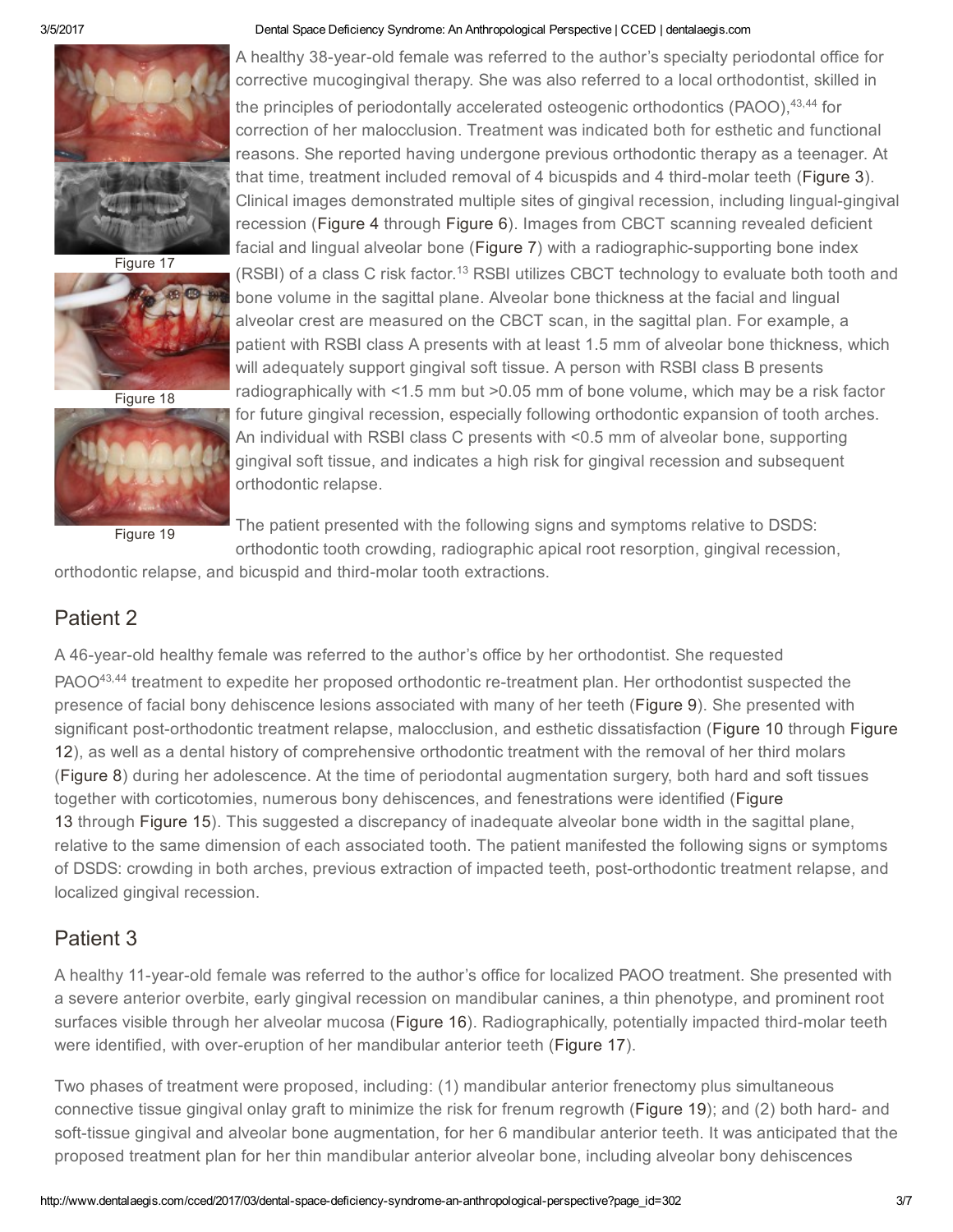Figure 17

Figure 18

Figure 19

A healthy 38-year-old female was referred to the author's specialty periodontal office for corrective mucogingival therapy. She was also referred to a local orthodontist, skilled in the principles of periodontally accelerated osteogenic orthodontics (PAOO),[43,44] for correction of her malocclusion. Treatment was indicated both for esthetic and functional reasons. She reported having undergone previous orthodontic therapy as a teenager. At that time, treatment included removal of 4 bicuspids and 4 third-molar teeth (Figure 3). Clinical images demonstrated multiple sites of gingival recession, including lingual-gingival recession (Figure 4 through Figure 6). Images from CBCT scanning revealed deficient facial and lingual alveolar bone (Figure 7) with a radiographic-supporting bone index (RSBI) of a class C risk factor.[13] RSBI utilizes CBCT technology to evaluate both tooth and bone volume in the sagittal plane. Alveolar bone thickness at the facial and lingual alveolar crest are measured on the CBCT scan, in the sagittal plan. For example, a patient with RSBI class A presents with at least 1.5 mm of alveolar bone thickness, which will adequately support gingival soft tissue. A person with RSBI class B presents radiographically with <1.5 mm but >0.05 mm of bone volume, which may be a risk factor for future gingival recession, especially following orthodontic expansion of tooth arches. An individual with RSBI class C presents with <0.5 mm of alveolar bone, supporting gingival soft tissue, and indicates a high risk for gingival recession and subsequent orthodontic relapse.

The patient presented with the following signs and symptoms relative to DSDS: orthodontic tooth crowding, radiographic apical root resorption, gingival recession, orthodontic relapse, and bicuspid and third-molar tooth extractions.

## Patient 2

A 46-year-old healthy female was referred to the author's office by her orthodontist. She requested PAOO[43,44] treatment to expedite her proposed orthodontic re-treatment plan. Her orthodontist suspected the presence of facial bony dehiscence lesions associated with many of her teeth (Figure 9). She presented with significant post-orthodontic treatment relapse, malocclusion, and esthetic dissatisfaction (Figure 10 through Figure 12), as well as a dental history of comprehensive orthodontic treatment with the removal of her third molars (Figure 8) during her adolescence. At the time of periodontal augmentation surgery, both hard and soft tissues together with corticotomies, numerous bony dehiscences, and fenestrations were identified (Figure 13 through Figure 15). This suggested a discrepancy of inadequate alveolar bone width in the sagittal plane, relative to the same dimension of each associated tooth. The patient manifested the following signs or symptoms of DSDS: crowding in both arches, previous extraction of impacted teeth, post-orthodontic treatment relapse, and localized gingival recession.

## Patient 3

A healthy 11-year-old female was referred to the author's office for localized PAOO treatment. She presented with a severe anterior overbite, early gingival recession on mandibular canines, a thin phenotype, and prominent root surfaces visible through her alveolar mucosa (Figure 16). Radiographically, potentially impacted third-molar teeth were identified, with over-eruption of her mandibular anterior teeth (Figure 17).

Two phases of treatment were proposed, including: (1) mandibular anterior frenectomy plus simultaneous connective tissue gingival onlay graft to minimize the risk for frenum regrowth (Figure 19); and (2) both hard- and soft-tissue gingival and alveolar bone augmentation, for her 6 mandibular anterior teeth. It was anticipated that the proposed treatment plan for her thin mandibular anterior alveolar bone, including alveolar bony dehiscences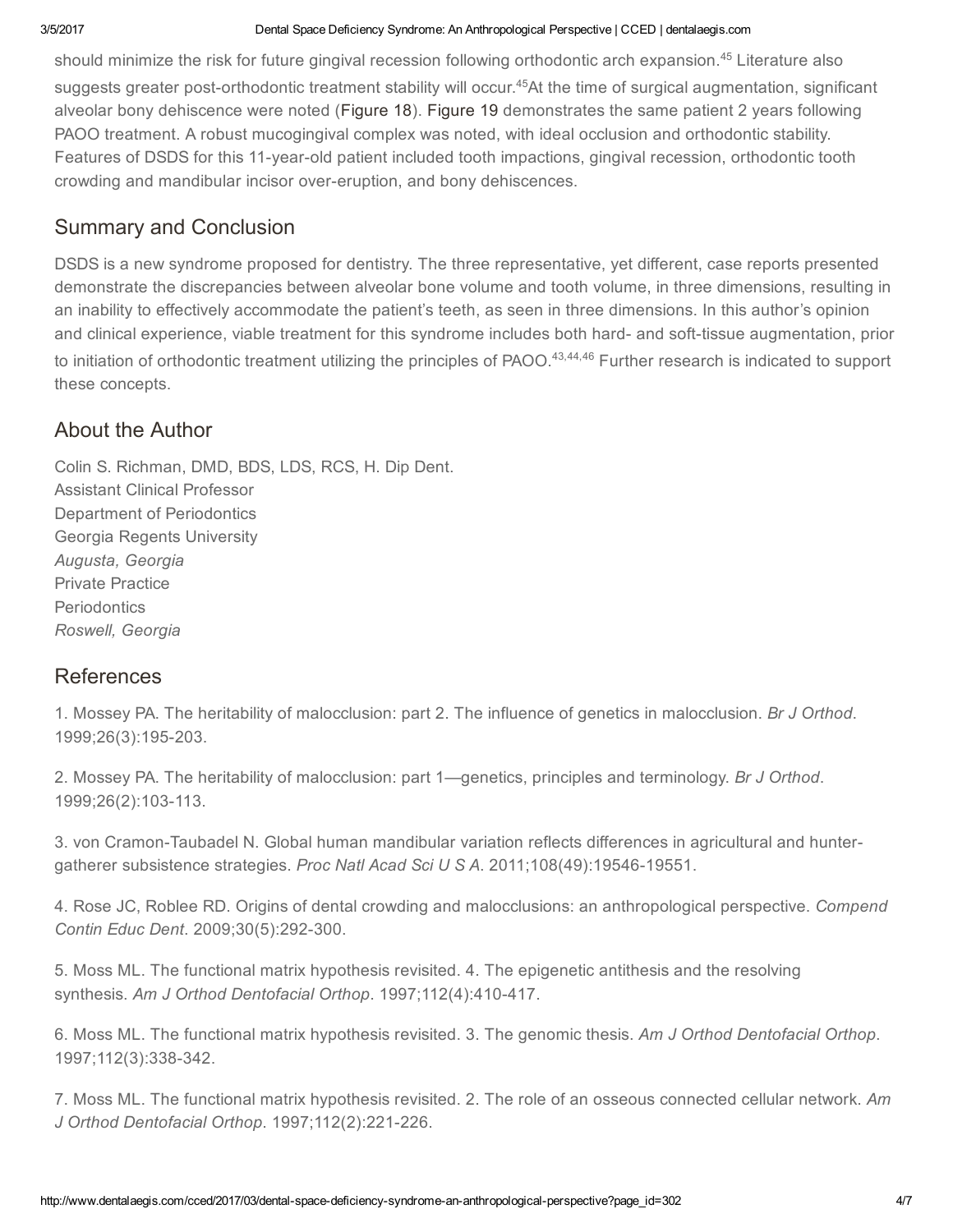should minimize the risk for future gingival recession following orthodontic arch expansion.[45] Literature also suggests greater post-orthodontic treatment stability will occur.[45] At the time of surgical augmentation, significant alveolar bony dehiscence were noted (Figure 18). Figure 19 demonstrates the same patient 2 years following PAOO treatment. A robust mucogingival complex was noted, with ideal occlusion and orthodontic stability. Features of DSDS for this 11-year-old patient included tooth impactions, gingival recession, orthodontic tooth crowding and mandibular incisor over-eruption, and bony dehiscences.

## Summary and Conclusion

DSDS is a new syndrome proposed for dentistry. The three representative, yet different, case reports presented demonstrate the discrepancies between alveolar bone volume and tooth volume, in three dimensions, resulting in an inability to effectively accommodate the patient's teeth, as seen in three dimensions. In this author's opinion and clinical experience, viable treatment for this syndrome includes both hard- and soft-tissue augmentation, prior to initiation of orthodontic treatment utilizing the principles of PAOO.[43,44,46] Further research is indicated to support these concepts.

## About the Author

Colin S. Richman, DMD, BDS, LDS, RCS, H. Dip Dent.
Assistant Clinical Professor
Department of Periodontics
Georgia Regents University
*Augusta, Georgia*
Private Practice
Periodontics
*Roswell, Georgia*

## References

1. Mossey PA. The heritability of malocclusion: part 2. The influence of genetics in malocclusion. *Br J Orthod*. 1999;26(3):195-203.

2. Mossey PA. The heritability of malocclusion: part 1—genetics, principles and terminology. *Br J Orthod*. 1999;26(2):103-113.

3. von Cramon-Taubadel N. Global human mandibular variation reflects differences in agricultural and hunter-gatherer subsistence strategies. *Proc Natl Acad Sci U S A*. 2011;108(49):19546-19551.

4. Rose JC, Roblee RD. Origins of dental crowding and malocclusions: an anthropological perspective. *Compend Contin Educ Dent*. 2009;30(5):292-300.

5. Moss ML. The functional matrix hypothesis revisited. 4. The epigenetic antithesis and the resolving synthesis. *Am J Orthod Dentofacial Orthop*. 1997;112(4):410-417.

6. Moss ML. The functional matrix hypothesis revisited. 3. The genomic thesis. *Am J Orthod Dentofacial Orthop*. 1997;112(3):338-342.

7. Moss ML. The functional matrix hypothesis revisited. 2. The role of an osseous connected cellular network. *Am J Orthod Dentofacial Orthop*. 1997;112(2):221-226.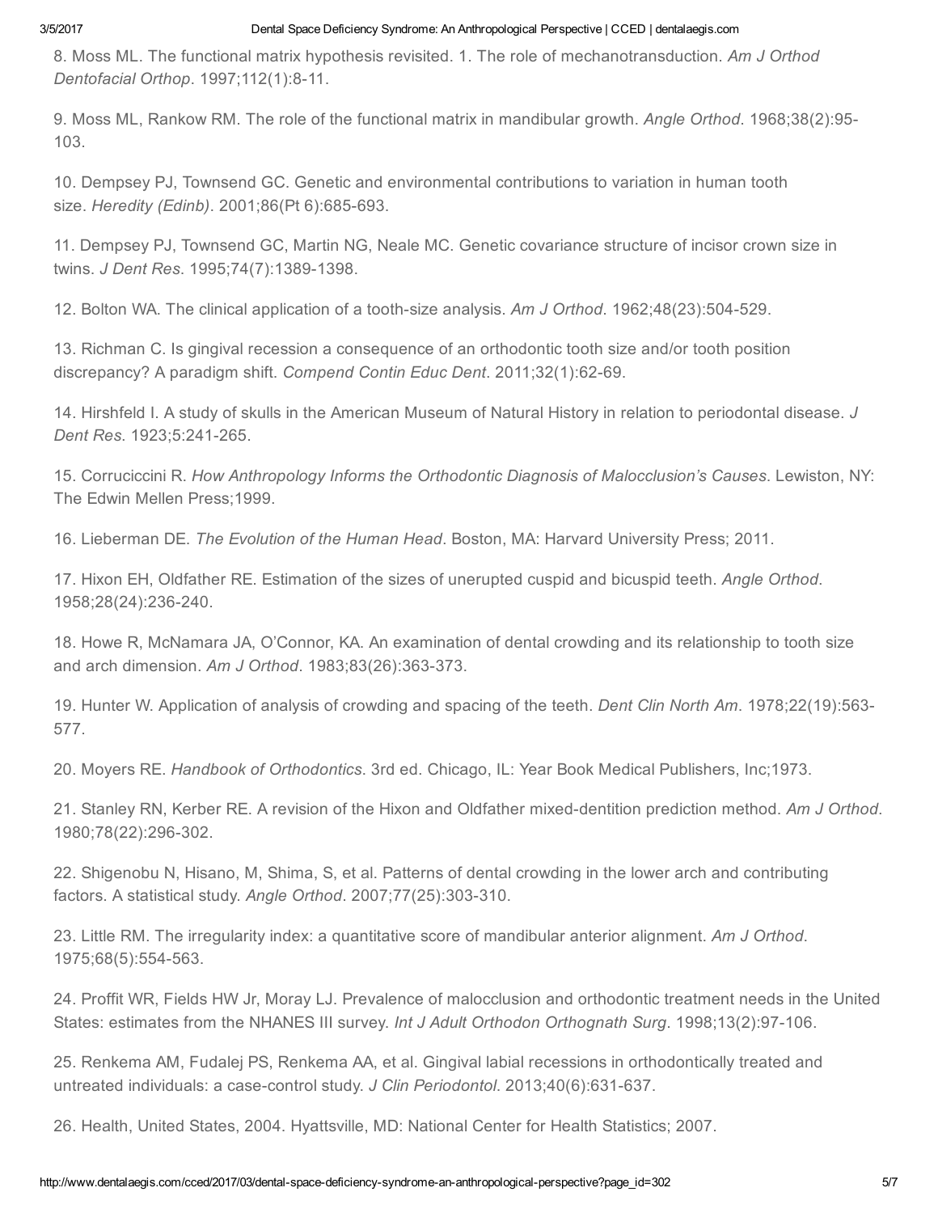8. Moss ML. The functional matrix hypothesis revisited. 1. The role of mechanotransduction. *Am J Orthod Dentofacial Orthop*. 1997;112(1):8-11.

9. Moss ML, Rankow RM. The role of the functional matrix in mandibular growth. *Angle Orthod*. 1968;38(2):95-103.

10. Dempsey PJ, Townsend GC. Genetic and environmental contributions to variation in human tooth size. *Heredity (Edinb)*. 2001;86(Pt 6):685-693.

11. Dempsey PJ, Townsend GC, Martin NG, Neale MC. Genetic covariance structure of incisor crown size in twins. *J Dent Res*. 1995;74(7):1389-1398.

12. Bolton WA. The clinical application of a tooth-size analysis. *Am J Orthod*. 1962;48(23):504-529.

13. Richman C. Is gingival recession a consequence of an orthodontic tooth size and/or tooth position discrepancy? A paradigm shift. *Compend Contin Educ Dent*. 2011;32(1):62-69.

14. Hirshfeld I. A study of skulls in the American Museum of Natural History in relation to periodontal disease. *J Dent Res*. 1923;5:241-265.

15. Corruciccini R. *How Anthropology Informs the Orthodontic Diagnosis of Malocclusion's Causes*. Lewiston, NY: The Edwin Mellen Press;1999.

16. Lieberman DE. *The Evolution of the Human Head*. Boston, MA: Harvard University Press; 2011.

17. Hixon EH, Oldfather RE. Estimation of the sizes of unerupted cuspid and bicuspid teeth. *Angle Orthod*. 1958;28(24):236-240.

18. Howe R, McNamara JA, O'Connor, KA. An examination of dental crowding and its relationship to tooth size and arch dimension. *Am J Orthod*. 1983;83(26):363-373.

19. Hunter W. Application of analysis of crowding and spacing of the teeth. *Dent Clin North Am*. 1978;22(19):563-577.

20. Moyers RE. *Handbook of Orthodontics*. 3rd ed. Chicago, IL: Year Book Medical Publishers, Inc;1973.

21. Stanley RN, Kerber RE. A revision of the Hixon and Oldfather mixed-dentition prediction method. *Am J Orthod*. 1980;78(22):296-302.

22. Shigenobu N, Hisano, M, Shima, S, et al. Patterns of dental crowding in the lower arch and contributing factors. A statistical study. *Angle Orthod*. 2007;77(25):303-310.

23. Little RM. The irregularity index: a quantitative score of mandibular anterior alignment. *Am J Orthod*. 1975;68(5):554-563.

24. Proffit WR, Fields HW Jr, Moray LJ. Prevalence of malocclusion and orthodontic treatment needs in the United States: estimates from the NHANES III survey. *Int J Adult Orthodon Orthognath Surg*. 1998;13(2):97-106.

25. Renkema AM, Fudalej PS, Renkema AA, et al. Gingival labial recessions in orthodontically treated and untreated individuals: a case-control study. *J Clin Periodontol*. 2013;40(6):631-637.

26. Health, United States, 2004. Hyattsville, MD: National Center for Health Statistics; 2007.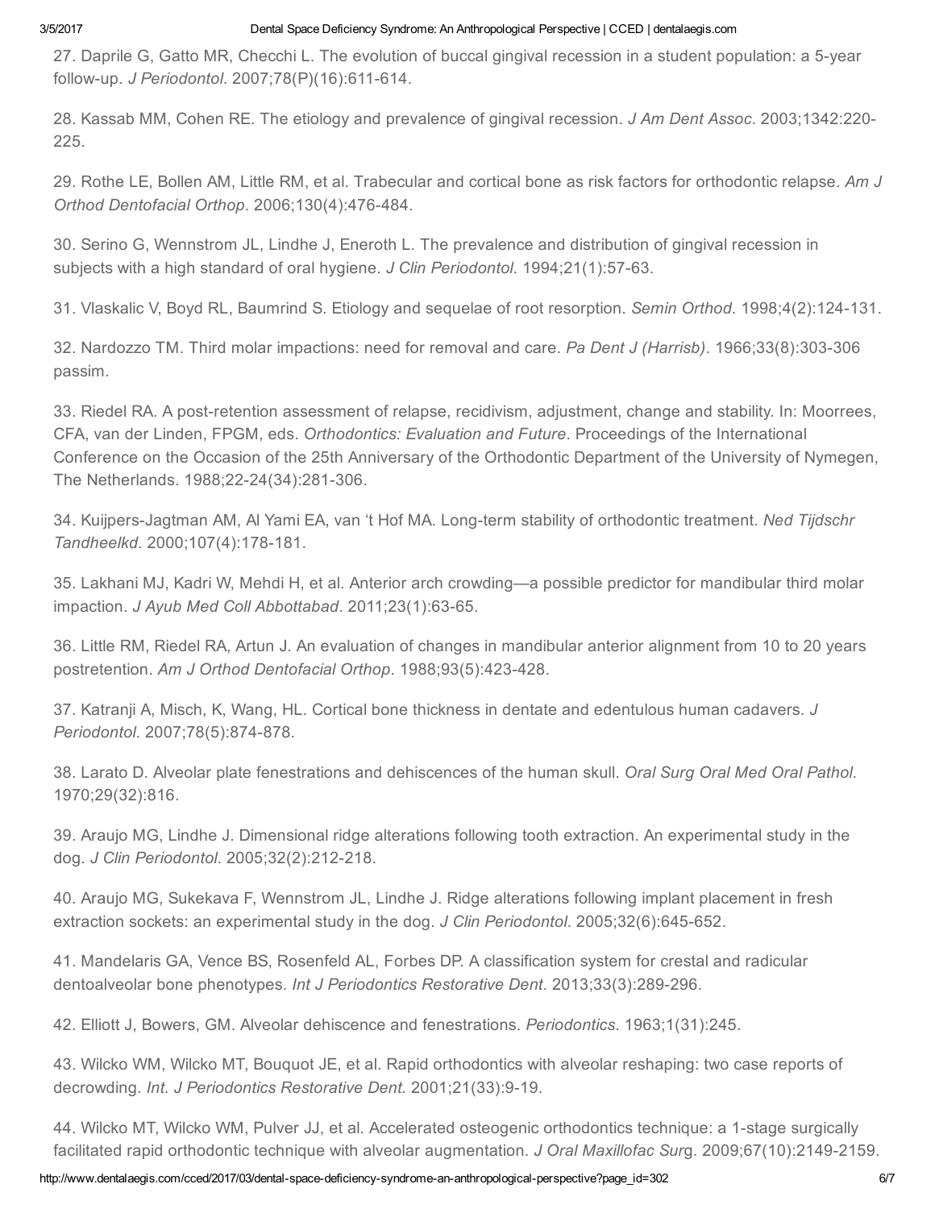27. Daprile G, Gatto MR, Checchi L. The evolution of buccal gingival recession in a student population: a 5-year follow-up. *J Periodontol*. 2007;78(P)(16):611-614.

28. Kassab MM, Cohen RE. The etiology and prevalence of gingival recession. *J Am Dent Assoc*. 2003;1342:220-225.

29. Rothe LE, Bollen AM, Little RM, et al. Trabecular and cortical bone as risk factors for orthodontic relapse. *Am J Orthod Dentofacial Orthop*. 2006;130(4):476-484.

30. Serino G, Wennstrom JL, Lindhe J, Eneroth L. The prevalence and distribution of gingival recession in subjects with a high standard of oral hygiene. *J Clin Periodontol*. 1994;21(1):57-63.

31. Vlaskalic V, Boyd RL, Baumrind S. Etiology and sequelae of root resorption. *Semin Orthod*. 1998;4(2):124-131.

32. Nardozzo TM. Third molar impactions: need for removal and care. *Pa Dent J (Harrisb)*. 1966;33(8):303-306 passim.

33. Riedel RA. A post-retention assessment of relapse, recidivism, adjustment, change and stability. In: Moorrees, CFA, van der Linden, FPGM, eds. *Orthodontics: Evaluation and Future*. Proceedings of the International Conference on the Occasion of the 25th Anniversary of the Orthodontic Department of the University of Nymegen, The Netherlands. 1988;22-24(34):281-306.

34. Kuijpers-Jagtman AM, Al Yami EA, van 't Hof MA. Long-term stability of orthodontic treatment. *Ned Tijdschr Tandheelkd*. 2000;107(4):178-181.

35. Lakhani MJ, Kadri W, Mehdi H, et al. Anterior arch crowding—a possible predictor for mandibular third molar impaction. *J Ayub Med Coll Abbottabad*. 2011;23(1):63-65.

36. Little RM, Riedel RA, Artun J. An evaluation of changes in mandibular anterior alignment from 10 to 20 years postretention. *Am J Orthod Dentofacial Orthop*. 1988;93(5):423-428.

37. Katranji A, Misch, K, Wang, HL. Cortical bone thickness in dentate and edentulous human cadavers. *J Periodontol*. 2007;78(5):874-878.

38. Larato D. Alveolar plate fenestrations and dehiscences of the human skull. *Oral Surg Oral Med Oral Pathol*. 1970;29(32):816.

39. Araujo MG, Lindhe J. Dimensional ridge alterations following tooth extraction. An experimental study in the dog. *J Clin Periodontol*. 2005;32(2):212-218.

40. Araujo MG, Sukekava F, Wennstrom JL, Lindhe J. Ridge alterations following implant placement in fresh extraction sockets: an experimental study in the dog. *J Clin Periodontol*. 2005;32(6):645-652.

41. Mandelaris GA, Vence BS, Rosenfeld AL, Forbes DP. A classification system for crestal and radicular dentoalveolar bone phenotypes. *Int J Periodontics Restorative Dent*. 2013;33(3):289-296.

42. Elliott J, Bowers, GM. Alveolar dehiscence and fenestrations. *Periodontics*. 1963;1(31):245.

43. Wilcko WM, Wilcko MT, Bouquot JE, et al. Rapid orthodontics with alveolar reshaping: two case reports of decrowding. *Int. J Periodontics Restorative Dent.* 2001;21(33):9-19.

44. Wilcko MT, Wilcko WM, Pulver JJ, et al. Accelerated osteogenic orthodontics technique: a 1-stage surgically facilitated rapid orthodontic technique with alveolar augmentation. *J Oral Maxillofac Surg*. 2009;67(10):2149-2159.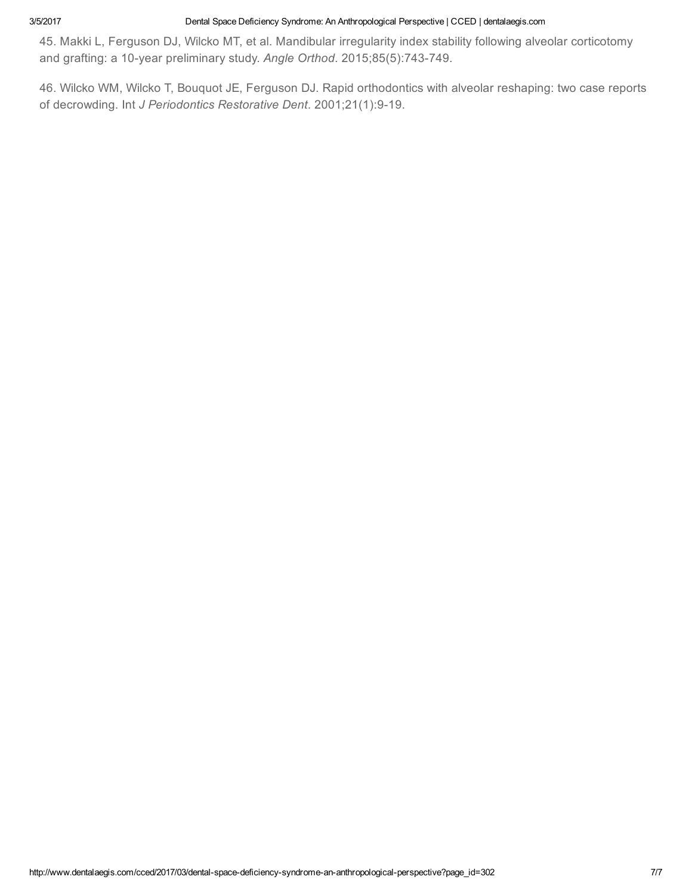45. Makki L, Ferguson DJ, Wilcko MT, et al. Mandibular irregularity index stability following alveolar corticotomy and grafting: a 10-year preliminary study. *Angle Orthod*. 2015;85(5):743-749.

46. Wilcko WM, Wilcko T, Bouquot JE, Ferguson DJ. Rapid orthodontics with alveolar reshaping: two case reports of decrowding. Int *J Periodontics Restorative Dent*. 2001;21(1):9-19.